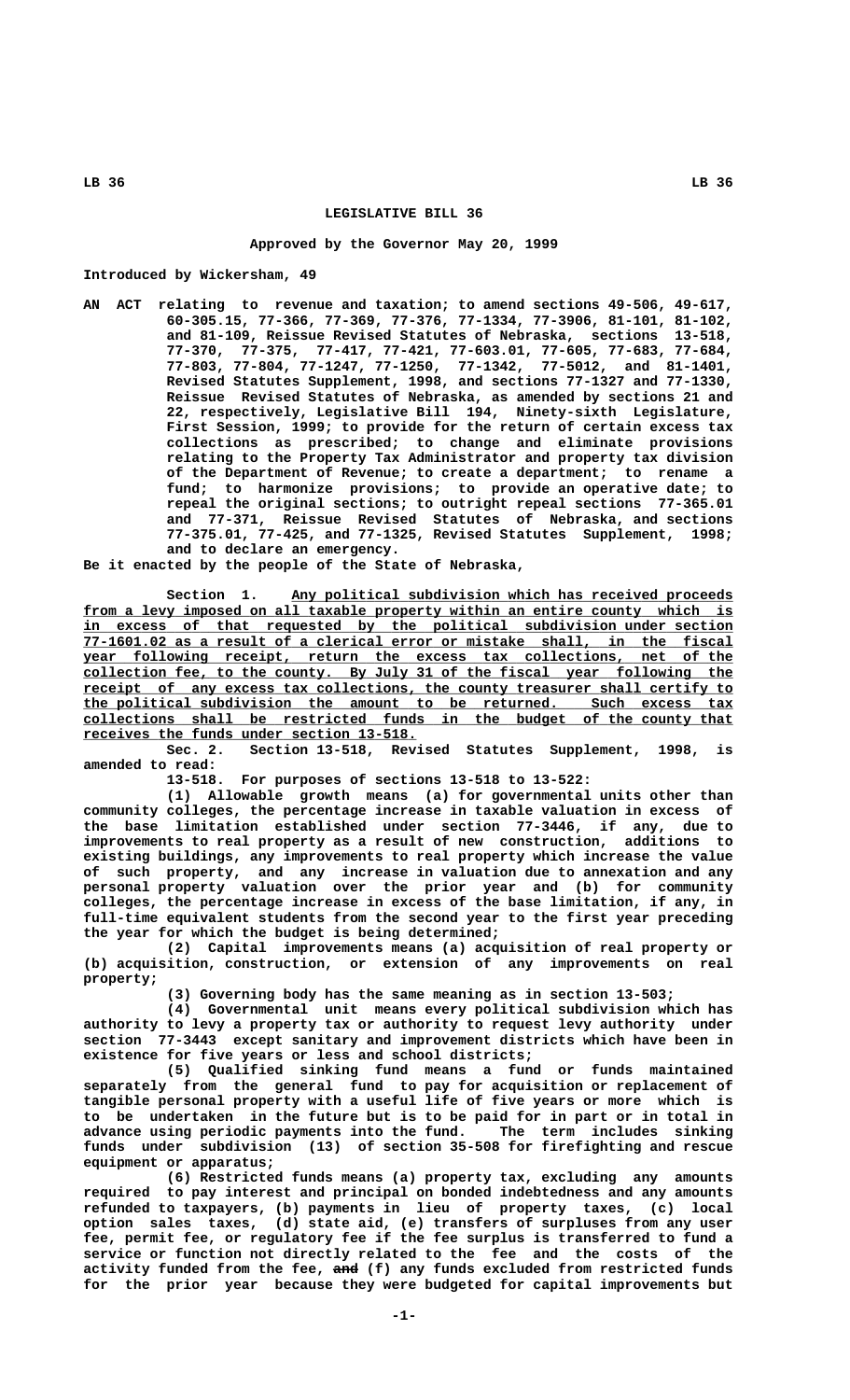# LEGISLATIVE BILL 36

**Approved by the Governor May 20, 1999**

Introduced by Wickersham, 49

AN ACT relating to revenue and taxation; to amend sections 49-506, 49-617, 60-305.15, 77-366, 77-369, 77-376, 77-1334, 77-3906, 81-101, 81-102, and 81-109, Reissue Revised Statutes of Nebraska, sections 13-518, 77-370, 77-375, 77-417, 77-421, 77-603.01, 77-605, 77-683, 77-684, 77-803, 77-804, 77-1247, 77-1250, 77-1342, 77-5012, and 81-1401, Revised Statutes Supplement, 1998, and sections 77-1327 and 77-1330, Reissue Revised Statutes of Nebraska, as amended by sections 21 and 22, respectively, Legislative Bill 194, Ninety-sixth Legislature, First Session, 1999; to provide for the return of certain excess tax collections as prescribed; to change and eliminate provisions relating to the Property Tax Administrator and property tax division of the Department of Revenue; to create a department; to rename a fund; to harmonize provisions; to provide an operative date; to repeal the original sections; to outright repeal sections 77-365.01 and 77-371, Reissue Revised Statutes of Nebraska, and sections 77-375.01, 77-425, and 77-1325, Revised Statutes Supplement, 1998; and to declare an emergency.

Be it enacted by the people of the State of Nebraska,

Section 1. Any political subdivision which has received proceeds from a levy imposed on all taxable property within an entire county which is in excess of that requested by the political subdivision under section 77-1601.02 as a result of a clerical error or mistake shall, in the fiscal year following receipt, return the excess tax collections, net of the collection fee, to the county. By July 31 of the fiscal year following the receipt of any excess tax collections, the county treasurer shall certify to the political subdivision the amount to be returned. Such excess tax collections shall be restricted funds in the budget of the county that receives the funds under section 13-518.

Sec. 2. Section 13-518, Revised Statutes Supplement, 1998, is amended to read:

13-518. For purposes of sections 13-518 to 13-522:

(1) Allowable growth means (a) for governmental units other than community colleges, the percentage increase in taxable valuation in excess of the base limitation established under section 77-3446, if any, due to improvements to real property as a result of new construction, additions to existing buildings, any improvements to real property which increase the value of such property, and any increase in valuation due to annexation and any personal property valuation over the prior year and (b) for community colleges, the percentage increase in excess of the base limitation, if any, in full-time equivalent students from the second year to the first year preceding the year for which the budget is being determined;

(2) Capital improvements means (a) acquisition of real property or (b) acquisition, construction, or extension of any improvements on real property;

(3) Governing body has the same meaning as in section 13-503;

(4) Governmental unit means every political subdivision which has authority to levy a property tax or authority to request levy authority under section 77-3443 except sanitary and improvement districts which have been in existence for five years or less and school districts;

(5) Qualified sinking fund means a fund or funds maintained separately from the general fund to pay for acquisition or replacement of tangible personal property with a useful life of five years or more which is to be undertaken in the future but is to be paid for in part or in total in advance using periodic payments into the fund. The term includes sinking funds under subdivision (13) of section 35-508 for firefighting and rescue equipment or apparatus;

(6) Restricted funds means (a) property tax, excluding any amounts required to pay interest and principal on bonded indebtedness and any amounts refunded to taxpayers, (b) payments in lieu of property taxes, (c) local option sales taxes, (d) state aid, (e) transfers of surpluses from any user fee, permit fee, or regulatory fee if the fee surplus is transferred to fund a service or function not directly related to the fee and the costs of the activity funded from the fee, ~~and~~ (f) any funds excluded from restricted funds for the prior year because they were budgeted for capital improvements but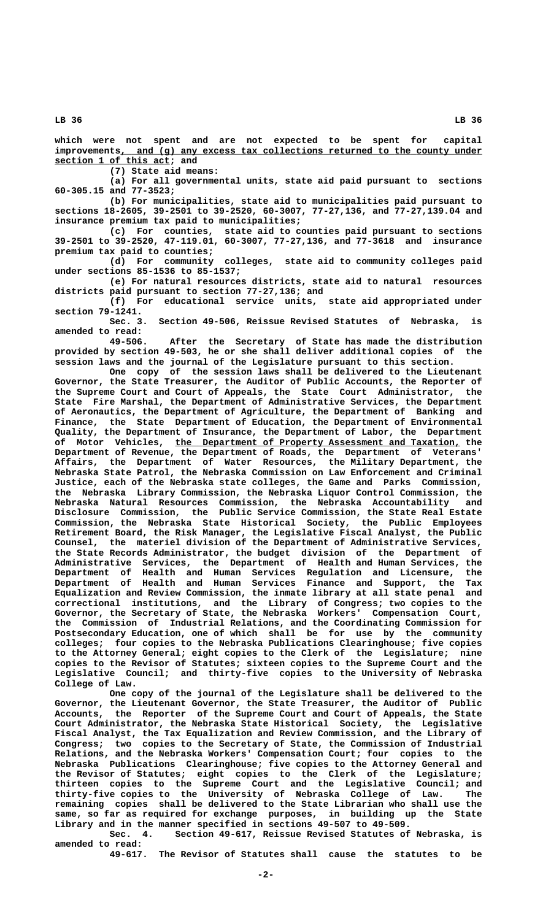which were not spent and are not expected to be spent for capital improvements, and (g) any excess tax collections returned to the county under section 1 of this act; and

(7) State aid means:

(a) For all governmental units, state aid paid pursuant to sections 60-305.15 and 77-3523;

(b) For municipalities, state aid to municipalities paid pursuant to sections 18-2605, 39-2501 to 39-2520, 60-3007, 77-27,136, and 77-27,139.04 and insurance premium tax paid to municipalities;

(c) For counties, state aid to counties paid pursuant to sections 39-2501 to 39-2520, 47-119.01, 60-3007, 77-27,136, and 77-3618 and insurance premium tax paid to counties;

(d) For community colleges, state aid to community colleges paid under sections 85-1536 to 85-1537;

(e) For natural resources districts, state aid to natural resources districts paid pursuant to section 77-27,136; and

(f) For educational service units, state aid appropriated under section 79-1241.

Sec. 3. Section 49-506, Reissue Revised Statutes of Nebraska, is amended to read:

49-506. After the Secretary of State has made the distribution provided by section 49-503, he or she shall deliver additional copies of the session laws and the journal of the Legislature pursuant to this section.

One copy of the session laws shall be delivered to the Lieutenant Governor, the State Treasurer, the Auditor of Public Accounts, the Reporter of the Supreme Court and Court of Appeals, the State Court Administrator, the State Fire Marshal, the Department of Administrative Services, the Department of Aeronautics, the Department of Agriculture, the Department of Banking and Finance, the State Department of Education, the Department of Environmental Quality, the Department of Insurance, the Department of Labor, the Department of Motor Vehicles, the Department of Property Assessment and Taxation, the Department of Revenue, the Department of Roads, the Department of Veterans' Affairs, the Department of Water Resources, the Military Department, the Nebraska State Patrol, the Nebraska Commission on Law Enforcement and Criminal Justice, each of the Nebraska state colleges, the Game and Parks Commission, the Nebraska Library Commission, the Nebraska Liquor Control Commission, the Nebraska Natural Resources Commission, the Nebraska Accountability and Disclosure Commission, the Public Service Commission, the State Real Estate Commission, the Nebraska State Historical Society, the Public Employees Retirement Board, the Risk Manager, the Legislative Fiscal Analyst, the Public Counsel, the materiel division of the Department of Administrative Services, the State Records Administrator, the budget division of the Department of Administrative Services, the Department of Health and Human Services, the Department of Health and Human Services Regulation and Licensure, the Department of Health and Human Services Finance and Support, the Tax Equalization and Review Commission, the inmate library at all state penal and correctional institutions, and the Library of Congress; two copies to the Governor, the Secretary of State, the Nebraska Workers' Compensation Court, the Commission of Industrial Relations, and the Coordinating Commission for Postsecondary Education, one of which shall be for use by the community colleges; four copies to the Nebraska Publications Clearinghouse; five copies to the Attorney General; eight copies to the Clerk of the Legislature; nine copies to the Revisor of Statutes; sixteen copies to the Supreme Court and the Legislative Council; and thirty-five copies to the University of Nebraska College of Law.

One copy of the journal of the Legislature shall be delivered to the Governor, the Lieutenant Governor, the State Treasurer, the Auditor of Public Accounts, the Reporter of the Supreme Court and Court of Appeals, the State Court Administrator, the Nebraska State Historical Society, the Legislative Fiscal Analyst, the Tax Equalization and Review Commission, and the Library of Congress; two copies to the Secretary of State, the Commission of Industrial Relations, and the Nebraska Workers' Compensation Court; four copies to the Nebraska Publications Clearinghouse; five copies to the Attorney General and the Revisor of Statutes; eight copies to the Clerk of the Legislature; thirteen copies to the Supreme Court and the Legislative Council; and thirty-five copies to the University of Nebraska College of Law. The remaining copies shall be delivered to the State Librarian who shall use the same, so far as required for exchange purposes, in building up the State Library and in the manner specified in sections 49-507 to 49-509.

Sec. 4. Section 49-617, Reissue Revised Statutes of Nebraska, is amended to read:

49-617. The Revisor of Statutes shall cause the statutes to be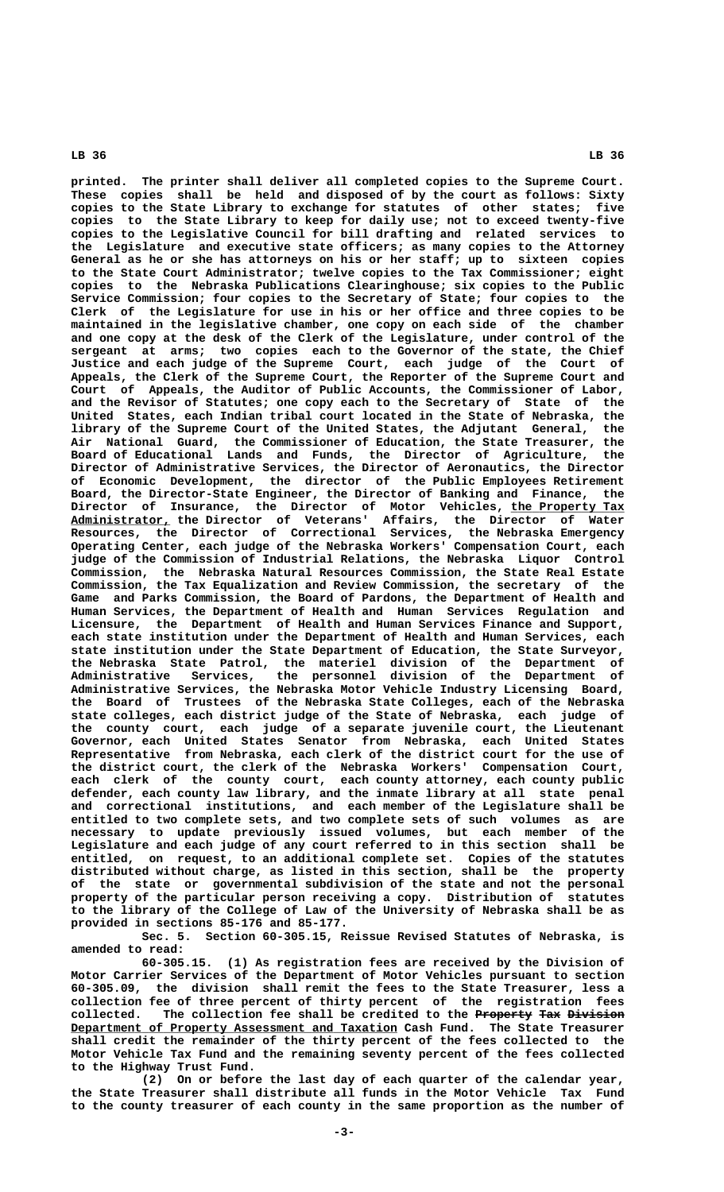printed. The printer shall deliver all completed copies to the Supreme Court. These copies shall be held and disposed of by the court as follows: Sixty copies to the State Library to exchange for statutes of other states; five copies to the State Library to keep for daily use; not to exceed twenty-five copies to the Legislative Council for bill drafting and related services to the Legislature and executive state officers; as many copies to the Attorney General as he or she has attorneys on his or her staff; up to sixteen copies to the State Court Administrator; twelve copies to the Tax Commissioner; eight copies to the Nebraska Publications Clearinghouse; six copies to the Public Service Commission; four copies to the Secretary of State; four copies to the Clerk of the Legislature for use in his or her office and three copies to be maintained in the legislative chamber, one copy on each side of the chamber and one copy at the desk of the Clerk of the Legislature, under control of the sergeant at arms; two copies each to the Governor of the state, the Chief Justice and each judge of the Supreme Court, each judge of the Court of Appeals, the Clerk of the Supreme Court, the Reporter of the Supreme Court and Court of Appeals, the Auditor of Public Accounts, the Commissioner of Labor, and the Revisor of Statutes; one copy each to the Secretary of State of the United States, each Indian tribal court located in the State of Nebraska, the library of the Supreme Court of the United States, the Adjutant General, the Air National Guard, the Commissioner of Education, the State Treasurer, the Board of Educational Lands and Funds, the Director of Agriculture, the Director of Administrative Services, the Director of Aeronautics, the Director of Economic Development, the director of the Public Employees Retirement Board, the Director-State Engineer, the Director of Banking and Finance, the Director of Insurance, the Director of Motor Vehicles, the Property Tax Administrator, the Director of Veterans' Affairs, the Director of Water Resources, the Director of Correctional Services, the Nebraska Emergency Operating Center, each judge of the Nebraska Workers' Compensation Court, each judge of the Commission of Industrial Relations, the Nebraska Liquor Control Commission, the Nebraska Natural Resources Commission, the State Real Estate Commission, the Tax Equalization and Review Commission, the secretary of the Game and Parks Commission, the Board of Pardons, the Department of Health and Human Services, the Department of Health and Human Services Regulation and Licensure, the Department of Health and Human Services Finance and Support, each state institution under the Department of Health and Human Services, each state institution under the State Department of Education, the State Surveyor, the Nebraska State Patrol, the materiel division of the Department of Administrative Services, the personnel division of the Department of Administrative Services, the Nebraska Motor Vehicle Industry Licensing Board, the Board of Trustees of the Nebraska State Colleges, each of the Nebraska state colleges, each district judge of the State of Nebraska, each judge of the county court, each judge of a separate juvenile court, the Lieutenant Governor, each United States Senator from Nebraska, each United States Representative from Nebraska, each clerk of the district court for the use of the district court, the clerk of the Nebraska Workers' Compensation Court, each clerk of the county court, each county attorney, each county public defender, each county law library, and the inmate library at all state penal and correctional institutions, and each member of the Legislature shall be entitled to two complete sets, and two complete sets of such volumes as are necessary to update previously issued volumes, but each member of the Legislature and each judge of any court referred to in this section shall be entitled, on request, to an additional complete set. Copies of the statutes distributed without charge, as listed in this section, shall be the property of the state or governmental subdivision of the state and not the personal property of the particular person receiving a copy. Distribution of statutes to the library of the College of Law of the University of Nebraska shall be as provided in sections 85-176 and 85-177.

Sec. 5. Section 60-305.15, Reissue Revised Statutes of Nebraska, is amended to read:

60-305.15. (1) As registration fees are received by the Division of Motor Carrier Services of the Department of Motor Vehicles pursuant to section 60-305.09, the division shall remit the fees to the State Treasurer, less a collection fee of three percent of thirty percent of the registration fees collected. The collection fee shall be credited to the ~~Property Tax Division~~ Department of Property Assessment and Taxation Cash Fund. The State Treasurer shall credit the remainder of the thirty percent of the fees collected to the Motor Vehicle Tax Fund and the remaining seventy percent of the fees collected to the Highway Trust Fund.

(2) On or before the last day of each quarter of the calendar year, the State Treasurer shall distribute all funds in the Motor Vehicle Tax Fund to the county treasurer of each county in the same proportion as the number of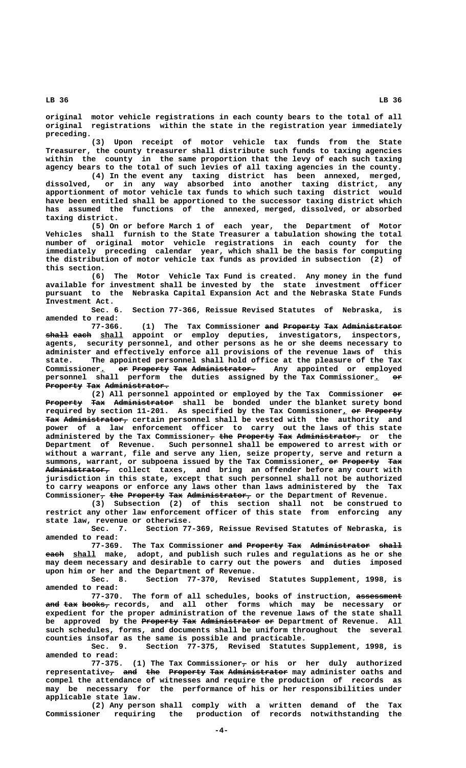original motor vehicle registrations in each county bears to the total of all original registrations within the state in the registration year immediately preceding.

(3) Upon receipt of motor vehicle tax funds from the State Treasurer, the county treasurer shall distribute such funds to taxing agencies within the county in the same proportion that the levy of each such taxing agency bears to the total of such levies of all taxing agencies in the county.

(4) In the event any taxing district has been annexed, merged, dissolved, or in any way absorbed into another taxing district, any apportionment of motor vehicle tax funds to which such taxing district would have been entitled shall be apportioned to the successor taxing district which has assumed the functions of the annexed, merged, dissolved, or absorbed taxing district.

(5) On or before March 1 of each year, the Department of Motor Vehicles shall furnish to the State Treasurer a tabulation showing the total number of original motor vehicle registrations in each county for the immediately preceding calendar year, which shall be the basis for computing the distribution of motor vehicle tax funds as provided in subsection (2) of this section.

(6) The Motor Vehicle Tax Fund is created. Any money in the fund available for investment shall be invested by the state investment officer pursuant to the Nebraska Capital Expansion Act and the Nebraska State Funds Investment Act.

Sec. 6. Section 77-366, Reissue Revised Statutes of Nebraska, is amended to read:

77-366. (1) The Tax Commissioner ~~and Property Tax Administrator shall each~~ shall appoint or employ deputies, investigators, inspectors, agents, security personnel, and other persons as he or she deems necessary to administer and effectively enforce all provisions of the revenue laws of this state. The appointed personnel shall hold office at the pleasure of the Tax Commissioner. ~~or Property Tax Administrator.~~ Any appointed or employed personnel shall perform the duties assigned by the Tax Commissioner. ~~or Property Tax Administrator.~~

(2) All personnel appointed or employed by the Tax Commissioner ~~or Property Tax Administrator~~ shall be bonded under the blanket surety bond required by section 11-201. As specified by the Tax Commissioner, ~~or Property Tax Administrator,~~ certain personnel shall be vested with the authority and power of a law enforcement officer to carry out the laws of this state administered by the Tax Commissioner~~, the Property Tax Administrator,~~ or the Department of Revenue. Such personnel shall be empowered to arrest with or without a warrant, file and serve any lien, seize property, serve and return a summons, warrant, or subpoena issued by the Tax Commissioner, ~~or Property Tax Administrator,~~ collect taxes, and bring an offender before any court with jurisdiction in this state, except that such personnel shall not be authorized to carry weapons or enforce any laws other than laws administered by the Tax Commissioner~~, the Property Tax Administrator,~~ or the Department of Revenue.

(3) Subsection (2) of this section shall not be construed to restrict any other law enforcement officer of this state from enforcing any state law, revenue or otherwise.

Sec. 7. Section 77-369, Reissue Revised Statutes of Nebraska, is amended to read:

77-369. The Tax Commissioner ~~and Property Tax Administrator shall each~~ shall make, adopt, and publish such rules and regulations as he or she may deem necessary and desirable to carry out the powers and duties imposed upon him or her and the Department of Revenue.

Sec. 8. Section 77-370, Revised Statutes Supplement, 1998, is amended to read:

77-370. The form of all schedules, books of instruction, ~~assessment and tax books,~~ records, and all other forms which may be necessary or expedient for the proper administration of the revenue laws of the state shall be approved by the ~~Property Tax Administrator or~~ Department of Revenue. All such schedules, forms, and documents shall be uniform throughout the several counties insofar as the same is possible and practicable.

Sec. 9. Section 77-375, Revised Statutes Supplement, 1998, is amended to read:

77-375. (1) The Tax Commissioner~~,~~ or his or her duly authorized representative~~, and the Property Tax Administrator~~ may administer oaths and compel the attendance of witnesses and require the production of records as may be necessary for the performance of his or her responsibilities under applicable state law.

(2) Any person shall comply with a written demand of the Tax Commissioner requiring the production of records notwithstanding the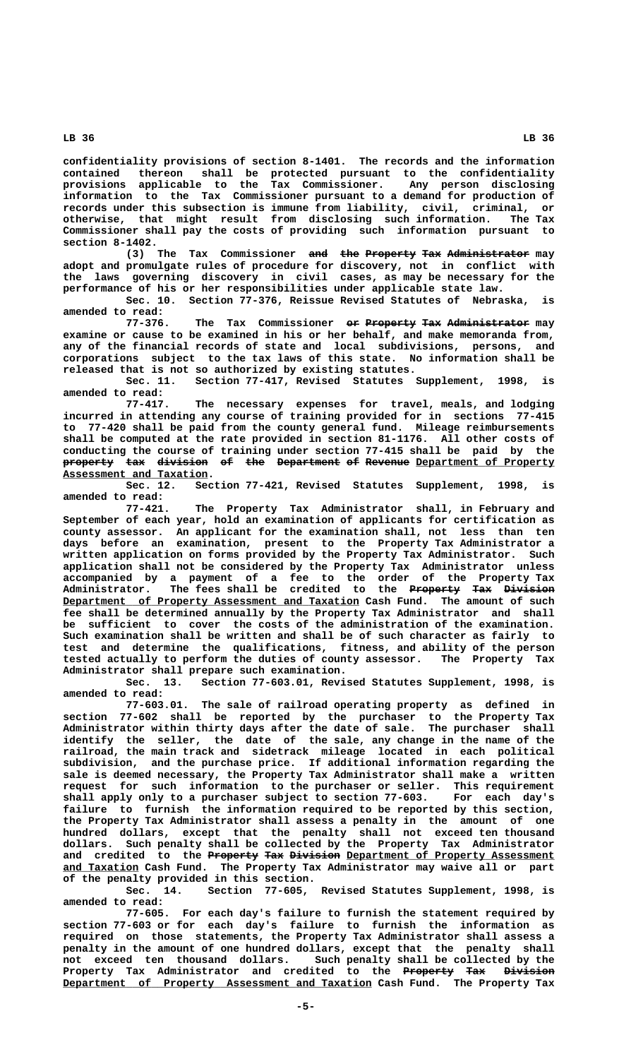confidentiality provisions of section 8-1401. The records and the information contained thereon shall be protected pursuant to the confidentiality provisions applicable to the Tax Commissioner. Any person disclosing information to the Tax Commissioner pursuant to a demand for production of records under this subsection is immune from liability, civil, criminal, or otherwise, that might result from disclosing such information. The Tax Commissioner shall pay the costs of providing such information pursuant to section 8-1402.

(3) The Tax Commissioner ~~and the Property Tax Administrator~~ may adopt and promulgate rules of procedure for discovery, not in conflict with the laws governing discovery in civil cases, as may be necessary for the performance of his or her responsibilities under applicable state law.

Sec. 10. Section 77-376, Reissue Revised Statutes of Nebraska, is amended to read:

77-376. The Tax Commissioner ~~or Property Tax Administrator~~ may examine or cause to be examined in his or her behalf, and make memoranda from, any of the financial records of state and local subdivisions, persons, and corporations subject to the tax laws of this state. No information shall be released that is not so authorized by existing statutes.

Sec. 11. Section 77-417, Revised Statutes Supplement, 1998, is amended to read:

77-417. The necessary expenses for travel, meals, and lodging incurred in attending any course of training provided for in sections 77-415 to 77-420 shall be paid from the county general fund. Mileage reimbursements shall be computed at the rate provided in section 81-1176. All other costs of conducting the course of training under section 77-415 shall be paid by the ~~property tax division of the Department of Revenue~~ Department of Property Assessment and Taxation.

Sec. 12. Section 77-421, Revised Statutes Supplement, 1998, is amended to read:

77-421. The Property Tax Administrator shall, in February and September of each year, hold an examination of applicants for certification as county assessor. An applicant for the examination shall, not less than ten days before an examination, present to the Property Tax Administrator a written application on forms provided by the Property Tax Administrator. Such application shall not be considered by the Property Tax Administrator unless accompanied by a payment of a fee to the order of the Property Tax Administrator. The fees shall be credited to the ~~Property Tax Division~~ Department of Property Assessment and Taxation Cash Fund. The amount of such fee shall be determined annually by the Property Tax Administrator and shall be sufficient to cover the costs of the administration of the examination. Such examination shall be written and shall be of such character as fairly to test and determine the qualifications, fitness, and ability of the person tested actually to perform the duties of county assessor. The Property Tax Administrator shall prepare such examination.

Sec. 13. Section 77-603.01, Revised Statutes Supplement, 1998, is amended to read:

77-603.01. The sale of railroad operating property as defined in section 77-602 shall be reported by the purchaser to the Property Tax Administrator within thirty days after the date of sale. The purchaser shall identify the seller, the date of the sale, any change in the name of the railroad, the main track and sidetrack mileage located in each political subdivision, and the purchase price. If additional information regarding the sale is deemed necessary, the Property Tax Administrator shall make a written request for such information to the purchaser or seller. This requirement shall apply only to a purchaser subject to section 77-603. For each day's failure to furnish the information required to be reported by this section, the Property Tax Administrator shall assess a penalty in the amount of one hundred dollars, except that the penalty shall not exceed ten thousand dollars. Such penalty shall be collected by the Property Tax Administrator and credited to the ~~Property Tax Division~~ Department of Property Assessment and Taxation Cash Fund. The Property Tax Administrator may waive all or part of the penalty provided in this section.

Sec. 14. Section 77-605, Revised Statutes Supplement, 1998, is amended to read:

77-605. For each day's failure to furnish the statement required by section 77-603 or for each day's failure to furnish the information as required on those statements, the Property Tax Administrator shall assess a penalty in the amount of one hundred dollars, except that the penalty shall not exceed ten thousand dollars. Such penalty shall be collected by the Property Tax Administrator and credited to the ~~Property Tax Division~~ Department of Property Assessment and Taxation Cash Fund. The Property Tax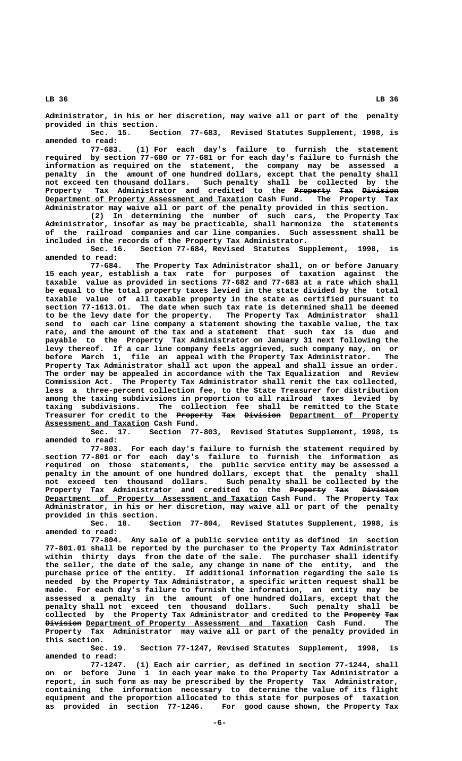Administrator, in his or her discretion, may waive all or part of the penalty provided in this section.

Sec. 15. Section 77-683, Revised Statutes Supplement, 1998, is amended to read:

77-683. (1) For each day's failure to furnish the statement required by section 77-680 or 77-681 or for each day's failure to furnish the information as required on the statement, the company may be assessed a penalty in the amount of one hundred dollars, except that the penalty shall not exceed ten thousand dollars. Such penalty shall be collected by the Property Tax Administrator and credited to the ~~Property Tax Division~~ Department of Property Assessment and Taxation Cash Fund. The Property Tax Administrator may waive all or part of the penalty provided in this section.

(2) In determining the number of such cars, the Property Tax Administrator, insofar as may be practicable, shall harmonize the statements of the railroad companies and car line companies. Such assessment shall be included in the records of the Property Tax Administrator.

Sec. 16. Section 77-684, Revised Statutes Supplement, 1998, is amended to read:

77-684. The Property Tax Administrator shall, on or before January 15 each year, establish a tax rate for purposes of taxation against the taxable value as provided in sections 77-682 and 77-683 at a rate which shall be equal to the total property taxes levied in the state divided by the total taxable value of all taxable property in the state as certified pursuant to section 77-1613.01. The date when such tax rate is determined shall be deemed to be the levy date for the property. The Property Tax Administrator shall send to each car line company a statement showing the taxable value, the tax rate, and the amount of the tax and a statement that such tax is due and payable to the Property Tax Administrator on January 31 next following the levy thereof. If a car line company feels aggrieved, such company may, on or before March 1, file an appeal with the Property Tax Administrator. The Property Tax Administrator shall act upon the appeal and shall issue an order. The order may be appealed in accordance with the Tax Equalization and Review Commission Act. The Property Tax Administrator shall remit the tax collected, less a three-percent collection fee, to the State Treasurer for distribution among the taxing subdivisions in proportion to all railroad taxes levied by taxing subdivisions. The collection fee shall be remitted to the State Treasurer for credit to the ~~Property Tax Division~~ Department of Property Assessment and Taxation Cash Fund.

Sec. 17. Section 77-803, Revised Statutes Supplement, 1998, is amended to read:

77-803. For each day's failure to furnish the statement required by section 77-801 or for each day's failure to furnish the information as required on those statements, the public service entity may be assessed a penalty in the amount of one hundred dollars, except that the penalty shall not exceed ten thousand dollars. Such penalty shall be collected by the Property Tax Administrator and credited to the ~~Property Tax Division~~ Department of Property Assessment and Taxation Cash Fund. The Property Tax Administrator, in his or her discretion, may waive all or part of the penalty provided in this section.

Sec. 18. Section 77-804, Revised Statutes Supplement, 1998, is amended to read:

77-804. Any sale of a public service entity as defined in section 77-801.01 shall be reported by the purchaser to the Property Tax Administrator within thirty days from the date of the sale. The purchaser shall identify the seller, the date of the sale, any change in name of the entity, and the purchase price of the entity. If additional information regarding the sale is needed by the Property Tax Administrator, a specific written request shall be made. For each day's failure to furnish the information, an entity may be assessed a penalty in the amount of one hundred dollars, except that the penalty shall not exceed ten thousand dollars. Such penalty shall be collected by the Property Tax Administrator and credited to the ~~Property Tax Division~~ Department of Property Assessment and Taxation Cash Fund. The Property Tax Administrator may waive all or part of the penalty provided in this section.

Sec. 19. Section 77-1247, Revised Statutes Supplement, 1998, is amended to read:

77-1247. (1) Each air carrier, as defined in section 77-1244, shall on or before June 1 in each year make to the Property Tax Administrator a report, in such form as may be prescribed by the Property Tax Administrator, containing the information necessary to determine the value of its flight equipment and the proportion allocated to this state for purposes of taxation as provided in section 77-1246. For good cause shown, the Property Tax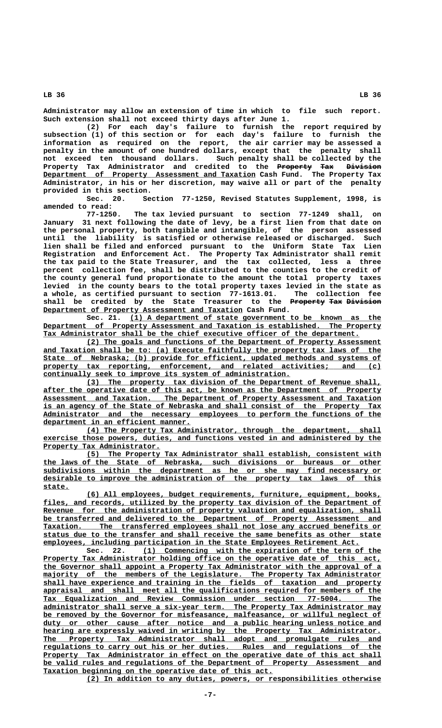Administrator may allow an extension of time in which to file such report. Such extension shall not exceed thirty days after June 1.

(2) For each day's failure to furnish the report required by subsection (1) of this section or for each day's failure to furnish the information as required on the report, the air carrier may be assessed a penalty in the amount of one hundred dollars, except that the penalty shall not exceed ten thousand dollars. Such penalty shall be collected by the Property Tax Administrator and credited to the ~~Property Tax Division~~ Department of Property Assessment and Taxation Cash Fund. The Property Tax Administrator, in his or her discretion, may waive all or part of the penalty provided in this section.

Sec. 20. Section 77-1250, Revised Statutes Supplement, 1998, is amended to read:

77-1250. The tax levied pursuant to section 77-1249 shall, on January 31 next following the date of levy, be a first lien from that date on the personal property, both tangible and intangible, of the person assessed until the liability is satisfied or otherwise released or discharged. Such lien shall be filed and enforced pursuant to the Uniform State Tax Lien Registration and Enforcement Act. The Property Tax Administrator shall remit the tax paid to the State Treasurer, and the tax collected, less a three percent collection fee, shall be distributed to the counties to the credit of the county general fund proportionate to the amount the total property taxes levied in the county bears to the total property taxes levied in the state as a whole, as certified pursuant to section 77-1613.01. The collection fee shall be credited by the State Treasurer to the ~~Property Tax Division~~ Department of Property Assessment and Taxation Cash Fund.

Sec. 21. (1) A department of state government to be known as the Department of Property Assessment and Taxation is established. The Property Tax Administrator shall be the chief executive officer of the department.

(2) The goals and functions of the Department of Property Assessment and Taxation shall be to: (a) Execute faithfully the property tax laws of the State of Nebraska; (b) provide for efficient, updated methods and systems of property tax reporting, enforcement, and related activities; and (c) continually seek to improve its system of administration.

(3) The property tax division of the Department of Revenue shall, after the operative date of this act, be known as the Department of Property Assessment and Taxation. The Department of Property Assessment and Taxation is an agency of the State of Nebraska and shall consist of the Property Tax Administrator and the necessary employees to perform the functions of the department in an efficient manner.

(4) The Property Tax Administrator, through the department, shall exercise those powers, duties, and functions vested in and administered by the Property Tax Administrator.

(5) The Property Tax Administrator shall establish, consistent with the laws of the State of Nebraska, such divisions or bureaus or other subdivisions within the department as he or she may find necessary or desirable to improve the administration of the property tax laws of this state.

(6) All employees, budget requirements, furniture, equipment, books, files, and records, utilized by the property tax division of the Department of Revenue for the administration of property valuation and equalization, shall be transferred and delivered to the Department of Property Assessment and Taxation. The transferred employees shall not lose any accrued benefits or status due to the transfer and shall receive the same benefits as other state employees, including participation in the State Employees Retirement Act.

Sec. 22. (1) Commencing with the expiration of the term of the Property Tax Administrator holding office on the operative date of this act, the Governor shall appoint a Property Tax Administrator with the approval of a majority of the members of the Legislature. The Property Tax Administrator shall have experience and training in the fields of taxation and property appraisal and shall meet all the qualifications required for members of the Tax Equalization and Review Commission under section 77-5004. The administrator shall serve a six-year term. The Property Tax Administrator may be removed by the Governor for misfeasance, malfeasance, or willful neglect of duty or other cause after notice and a public hearing unless notice and hearing are expressly waived in writing by the Property Tax Administrator. The Property Tax Administrator shall adopt and promulgate rules and regulations to carry out his or her duties. Rules and regulations of the Property Tax Administrator in effect on the operative date of this act shall be valid rules and regulations of the Department of Property Assessment and Taxation beginning on the operative date of this act.

(2) In addition to any duties, powers, or responsibilities otherwise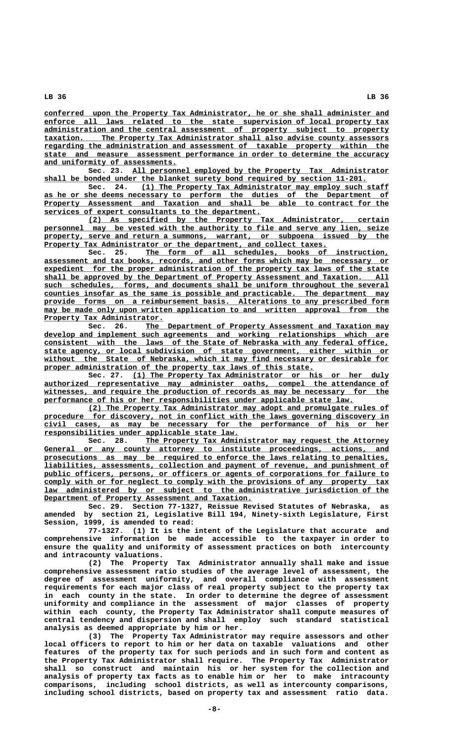conferred upon the Property Tax Administrator, he or she shall administer and enforce all laws related to the state supervision of local property tax administration and the central assessment of property subject to property taxation. The Property Tax Administrator shall also advise county assessors regarding the administration and assessment of taxable property within the state and measure assessment performance in order to determine the accuracy and uniformity of assessments.

Sec. 23. All personnel employed by the Property Tax Administrator shall be bonded under the blanket surety bond required by section 11-201.

Sec. 24. (1) The Property Tax Administrator may employ such staff as he or she deems necessary to perform the duties of the Department of Property Assessment and Taxation and shall be able to contract for the services of expert consultants to the department.

(2) As specified by the Property Tax Administrator, certain personnel may be vested with the authority to file and serve any lien, seize property, serve and return a summons, warrant, or subpoena issued by the Property Tax Administrator or the department, and collect taxes.

Sec. 25. The form of all schedules, books of instruction, assessment and tax books, records, and other forms which may be necessary or expedient for the proper administration of the property tax laws of the state shall be approved by the Department of Property Assessment and Taxation. All such schedules, forms, and documents shall be uniform throughout the several counties insofar as the same is possible and practicable. The department may provide forms on a reimbursement basis. Alterations to any prescribed form may be made only upon written application to and written approval from the Property Tax Administrator.

Sec. 26. The Department of Property Assessment and Taxation may develop and implement such agreements and working relationships which are consistent with the laws of the State of Nebraska with any federal office, state agency, or local subdivision of state government, either within or without the State of Nebraska, which it may find necessary or desirable for proper administration of the property tax laws of this state.

Sec. 27. (1) The Property Tax Administrator or his or her duly authorized representative may administer oaths, compel the attendance of witnesses, and require the production of records as may be necessary for the performance of his or her responsibilities under applicable state law.

(2) The Property Tax Administrator may adopt and promulgate rules of procedure for discovery, not in conflict with the laws governing discovery in civil cases, as may be necessary for the performance of his or her responsibilities under applicable state law.

Sec. 28. The Property Tax Administrator may request the Attorney General or any county attorney to institute proceedings, actions, and prosecutions as may be required to enforce the laws relating to penalties, liabilities, assessments, collection and payment of revenue, and punishment of public officers, persons, or officers or agents of corporations for failure to comply with or for neglect to comply with the provisions of any property tax law administered by or subject to the administrative jurisdiction of the Department of Property Assessment and Taxation.

Sec. 29. Section 77-1327, Reissue Revised Statutes of Nebraska, as amended by section 21, Legislative Bill 194, Ninety-sixth Legislature, First Session, 1999, is amended to read:

77-1327. (1) It is the intent of the Legislature that accurate and comprehensive information be made accessible to the taxpayer in order to ensure the quality and uniformity of assessment practices on both intercounty and intracounty valuations.

(2) The Property Tax Administrator annually shall make and issue comprehensive assessment ratio studies of the average level of assessment, the degree of assessment uniformity, and overall compliance with assessment requirements for each major class of real property subject to the property tax in each county in the state. In order to determine the degree of assessment uniformity and compliance in the assessment of major classes of property within each county, the Property Tax Administrator shall compute measures of central tendency and dispersion and shall employ such standard statistical analysis as deemed appropriate by him or her.

(3) The Property Tax Administrator may require assessors and other local officers to report to him or her data on taxable valuations and other features of the property tax for such periods and in such form and content as the Property Tax Administrator shall require. The Property Tax Administrator shall so construct and maintain his or her system for the collection and analysis of property tax facts as to enable him or her to make intracounty comparisons, including school districts, as well as intercounty comparisons, including school districts, based on property tax and assessment ratio data.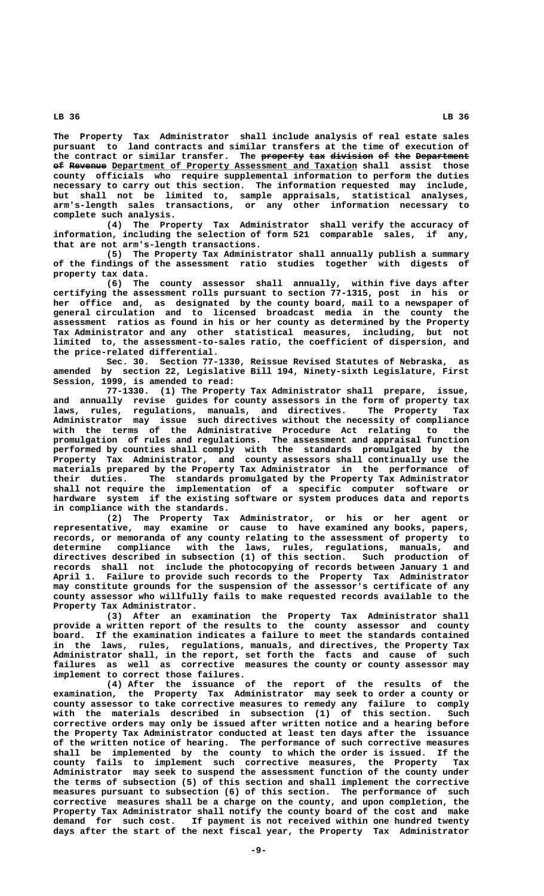The Property Tax Administrator shall include analysis of real estate sales pursuant to land contracts and similar transfers at the time of execution of the contract or similar transfer. The ~~property tax division of the Department of Revenue~~ Department of Property Assessment and Taxation shall assist those county officials who require supplemental information to perform the duties necessary to carry out this section. The information requested may include, but shall not be limited to, sample appraisals, statistical analyses, arm's-length sales transactions, or any other information necessary to complete such analysis.

(4) The Property Tax Administrator shall verify the accuracy of information, including the selection of form 521 comparable sales, if any, that are not arm's-length transactions.

(5) The Property Tax Administrator shall annually publish a summary of the findings of the assessment ratio studies together with digests of property tax data.

(6) The county assessor shall annually, within five days after certifying the assessment rolls pursuant to section 77-1315, post in his or her office and, as designated by the county board, mail to a newspaper of general circulation and to licensed broadcast media in the county the assessment ratios as found in his or her county as determined by the Property Tax Administrator and any other statistical measures, including, but not limited to, the assessment-to-sales ratio, the coefficient of dispersion, and the price-related differential.

Sec. 30. Section 77-1330, Reissue Revised Statutes of Nebraska, as amended by section 22, Legislative Bill 194, Ninety-sixth Legislature, First Session, 1999, is amended to read:

77-1330. (1) The Property Tax Administrator shall prepare, issue, and annually revise guides for county assessors in the form of property tax laws, rules, regulations, manuals, and directives. The Property Tax Administrator may issue such directives without the necessity of compliance with the terms of the Administrative Procedure Act relating to the promulgation of rules and regulations. The assessment and appraisal function performed by counties shall comply with the standards promulgated by the Property Tax Administrator, and county assessors shall continually use the materials prepared by the Property Tax Administrator in the performance of their duties. The standards promulgated by the Property Tax Administrator shall not require the implementation of a specific computer software or hardware system if the existing software or system produces data and reports in compliance with the standards.

(2) The Property Tax Administrator, or his or her agent or representative, may examine or cause to have examined any books, papers, records, or memoranda of any county relating to the assessment of property to determine compliance with the laws, rules, regulations, manuals, and directives described in subsection (1) of this section. Such production of records shall not include the photocopying of records between January 1 and April 1. Failure to provide such records to the Property Tax Administrator may constitute grounds for the suspension of the assessor's certificate of any county assessor who willfully fails to make requested records available to the Property Tax Administrator.

(3) After an examination the Property Tax Administrator shall provide a written report of the results to the county assessor and county board. If the examination indicates a failure to meet the standards contained in the laws, rules, regulations, manuals, and directives, the Property Tax Administrator shall, in the report, set forth the facts and cause of such failures as well as corrective measures the county or county assessor may implement to correct those failures.

(4) After the issuance of the report of the results of the examination, the Property Tax Administrator may seek to order a county or county assessor to take corrective measures to remedy any failure to comply with the materials described in subsection (1) of this section. Such corrective orders may only be issued after written notice and a hearing before the Property Tax Administrator conducted at least ten days after the issuance of the written notice of hearing. The performance of such corrective measures shall be implemented by the county to which the order is issued. If the county fails to implement such corrective measures, the Property Tax Administrator may seek to suspend the assessment function of the county under the terms of subsection (5) of this section and shall implement the corrective measures pursuant to subsection (6) of this section. The performance of such corrective measures shall be a charge on the county, and upon completion, the Property Tax Administrator shall notify the county board of the cost and make demand for such cost. If payment is not received within one hundred twenty days after the start of the next fiscal year, the Property Tax Administrator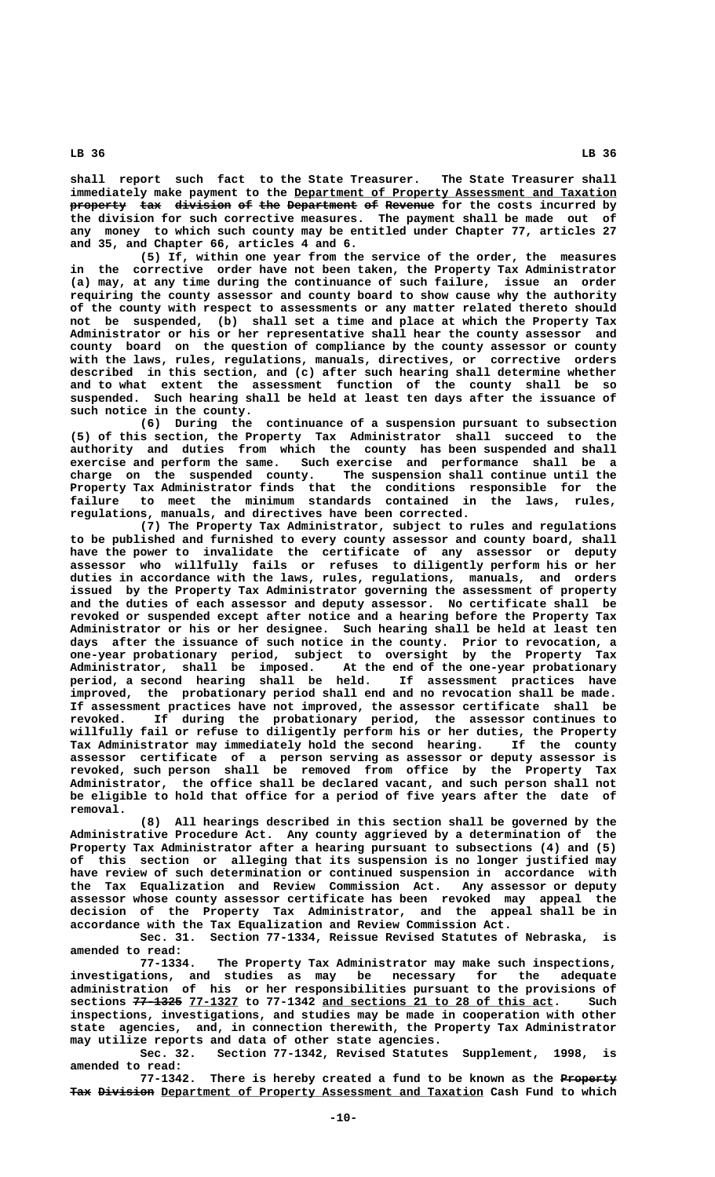shall report such fact to the State Treasurer. The State Treasurer shall immediately make payment to the Department of Property Assessment and Taxation ~~property tax division of the Department of Revenue~~ for the costs incurred by the division for such corrective measures. The payment shall be made out of any money to which such county may be entitled under Chapter 77, articles 27 and 35, and Chapter 66, articles 4 and 6.

(5) If, within one year from the service of the order, the measures in the corrective order have not been taken, the Property Tax Administrator (a) may, at any time during the continuance of such failure, issue an order requiring the county assessor and county board to show cause why the authority of the county with respect to assessments or any matter related thereto should not be suspended, (b) shall set a time and place at which the Property Tax Administrator or his or her representative shall hear the county assessor and county board on the question of compliance by the county assessor or county with the laws, rules, regulations, manuals, directives, or corrective orders described in this section, and (c) after such hearing shall determine whether and to what extent the assessment function of the county shall be so suspended. Such hearing shall be held at least ten days after the issuance of such notice in the county.

(6) During the continuance of a suspension pursuant to subsection (5) of this section, the Property Tax Administrator shall succeed to the authority and duties from which the county has been suspended and shall exercise and perform the same. Such exercise and performance shall be a charge on the suspended county. The suspension shall continue until the Property Tax Administrator finds that the conditions responsible for the failure to meet the minimum standards contained in the laws, rules, regulations, manuals, and directives have been corrected.

(7) The Property Tax Administrator, subject to rules and regulations to be published and furnished to every county assessor and county board, shall have the power to invalidate the certificate of any assessor or deputy assessor who willfully fails or refuses to diligently perform his or her duties in accordance with the laws, rules, regulations, manuals, and orders issued by the Property Tax Administrator governing the assessment of property and the duties of each assessor and deputy assessor. No certificate shall be revoked or suspended except after notice and a hearing before the Property Tax Administrator or his or her designee. Such hearing shall be held at least ten days after the issuance of such notice in the county. Prior to revocation, a one-year probationary period, subject to oversight by the Property Tax Administrator, shall be imposed. At the end of the one-year probationary period, a second hearing shall be held. If assessment practices have improved, the probationary period shall end and no revocation shall be made. If assessment practices have not improved, the assessor certificate shall be revoked. If during the probationary period, the assessor continues to willfully fail or refuse to diligently perform his or her duties, the Property Tax Administrator may immediately hold the second hearing. If the county assessor certificate of a person serving as assessor or deputy assessor is revoked, such person shall be removed from office by the Property Tax Administrator, the office shall be declared vacant, and such person shall not be eligible to hold that office for a period of five years after the date of removal.

(8) All hearings described in this section shall be governed by the Administrative Procedure Act. Any county aggrieved by a determination of the Property Tax Administrator after a hearing pursuant to subsections (4) and (5) of this section or alleging that its suspension is no longer justified may have review of such determination or continued suspension in accordance with the Tax Equalization and Review Commission Act. Any assessor or deputy assessor whose county assessor certificate has been revoked may appeal the decision of the Property Tax Administrator, and the appeal shall be in accordance with the Tax Equalization and Review Commission Act.

Sec. 31. Section 77-1334, Reissue Revised Statutes of Nebraska, is amended to read:

77-1334. The Property Tax Administrator may make such inspections, investigations, and studies as may be necessary for the adequate administration of his or her responsibilities pursuant to the provisions of sections ~~77-1325~~ 77-1327 to 77-1342 and sections 21 to 28 of this act. Such inspections, investigations, and studies may be made in cooperation with other state agencies, and, in connection therewith, the Property Tax Administrator may utilize reports and data of other state agencies.

Sec. 32. Section 77-1342, Revised Statutes Supplement, 1998, is amended to read:

77-1342. There is hereby created a fund to be known as the ~~Property Tax Division~~ Department of Property Assessment and Taxation Cash Fund to which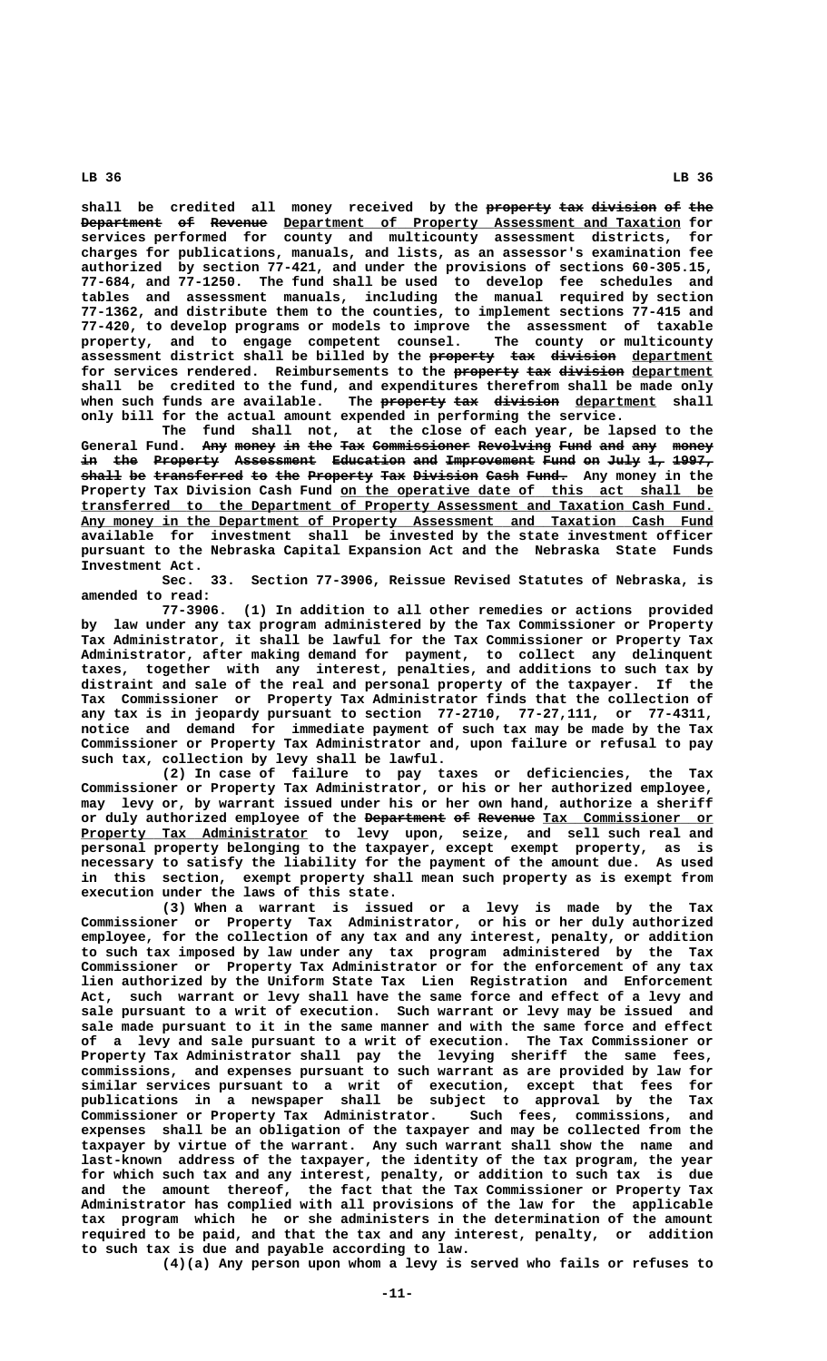shall be credited all money received by the property tax division of the Department of Revenue Department of Property Assessment and Taxation for services performed for county and multicounty assessment districts, for charges for publications, manuals, and lists, as an assessor's examination fee authorized by section 77-421, and under the provisions of sections 60-305.15, 77-684, and 77-1250. The fund shall be used to develop fee schedules and tables and assessment manuals, including the manual required by section 77-1362, and distribute them to the counties, to implement sections 77-415 and 77-420, to develop programs or models to improve the assessment of taxable property, and to engage competent counsel. The county or multicounty assessment district shall be billed by the property tax division department for services rendered. Reimbursements to the property tax division department shall be credited to the fund, and expenditures therefrom shall be made only when such funds are available. The property tax division department shall only bill for the actual amount expended in performing the service.

The fund shall not, at the close of each year, be lapsed to the General Fund. Any money in the Tax Commissioner Revolving Fund and any money in the Property Assessment Education and Improvement Fund on July 1, 1997, shall be transferred to the Property Tax Division Cash Fund. Any money in the Property Tax Division Cash Fund on the operative date of this act shall be transferred to the Department of Property Assessment and Taxation Cash Fund. Any money in the Department of Property Assessment and Taxation Cash Fund available for investment shall be invested by the state investment officer pursuant to the Nebraska Capital Expansion Act and the Nebraska State Funds Investment Act.

Sec. 33. Section 77-3906, Reissue Revised Statutes of Nebraska, is amended to read:

77-3906. (1) In addition to all other remedies or actions provided by law under any tax program administered by the Tax Commissioner or Property Tax Administrator, it shall be lawful for the Tax Commissioner or Property Tax Administrator, after making demand for payment, to collect any delinquent taxes, together with any interest, penalties, and additions to such tax by distraint and sale of the real and personal property of the taxpayer. If the Tax Commissioner or Property Tax Administrator finds that the collection of any tax is in jeopardy pursuant to section 77-2710, 77-27,111, or 77-4311, notice and demand for immediate payment of such tax may be made by the Tax Commissioner or Property Tax Administrator and, upon failure or refusal to pay such tax, collection by levy shall be lawful.

(2) In case of failure to pay taxes or deficiencies, the Tax Commissioner or Property Tax Administrator, or his or her authorized employee, may levy or, by warrant issued under his or her own hand, authorize a sheriff or duly authorized employee of the Department of Revenue Tax Commissioner or Property Tax Administrator to levy upon, seize, and sell such real and personal property belonging to the taxpayer, except exempt property, as is necessary to satisfy the liability for the payment of the amount due. As used in this section, exempt property shall mean such property as is exempt from execution under the laws of this state.

(3) When a warrant is issued or a levy is made by the Tax Commissioner or Property Tax Administrator, or his or her duly authorized employee, for the collection of any tax and any interest, penalty, or addition to such tax imposed by law under any tax program administered by the Tax Commissioner or Property Tax Administrator or for the enforcement of any tax lien authorized by the Uniform State Tax Lien Registration and Enforcement Act, such warrant or levy shall have the same force and effect of a levy and sale pursuant to a writ of execution. Such warrant or levy may be issued and sale made pursuant to it in the same manner and with the same force and effect of a levy and sale pursuant to a writ of execution. The Tax Commissioner or Property Tax Administrator shall pay the levying sheriff the same fees, commissions, and expenses pursuant to such warrant as are provided by law for similar services pursuant to a writ of execution, except that fees for publications in a newspaper shall be subject to approval by the Tax Commissioner or Property Tax Administrator. Such fees, commissions, and expenses shall be an obligation of the taxpayer and may be collected from the taxpayer by virtue of the warrant. Any such warrant shall show the name and last-known address of the taxpayer, the identity of the tax program, the year for which such tax and any interest, penalty, or addition to such tax is due and the amount thereof, the fact that the Tax Commissioner or Property Tax Administrator has complied with all provisions of the law for the applicable tax program which he or she administers in the determination of the amount required to be paid, and that the tax and any interest, penalty, or addition to such tax is due and payable according to law.

(4)(a) Any person upon whom a levy is served who fails or refuses to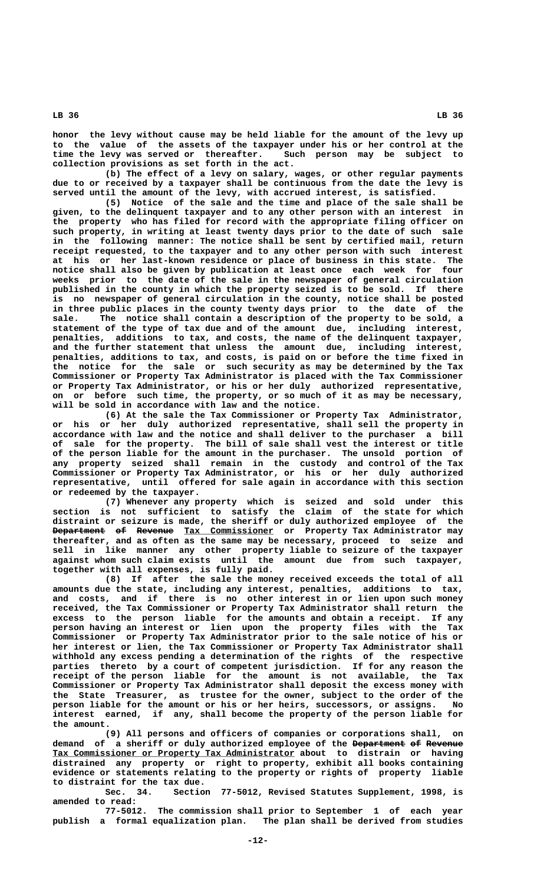honor the levy without cause may be held liable for the amount of the levy up to the value of the assets of the taxpayer under his or her control at the time the levy was served or thereafter. Such person may be subject to collection provisions as set forth in the act.

(b) The effect of a levy on salary, wages, or other regular payments due to or received by a taxpayer shall be continuous from the date the levy is served until the amount of the levy, with accrued interest, is satisfied.

(5) Notice of the sale and the time and place of the sale shall be given, to the delinquent taxpayer and to any other person with an interest in the property who has filed for record with the appropriate filing officer on such property, in writing at least twenty days prior to the date of such sale in the following manner: The notice shall be sent by certified mail, return receipt requested, to the taxpayer and to any other person with such interest at his or her last-known residence or place of business in this state. The notice shall also be given by publication at least once each week for four weeks prior to the date of the sale in the newspaper of general circulation published in the county in which the property seized is to be sold. If there is no newspaper of general circulation in the county, notice shall be posted in three public places in the county twenty days prior to the date of the sale. The notice shall contain a description of the property to be sold, a statement of the type of tax due and of the amount due, including interest, penalties, additions to tax, and costs, the name of the delinquent taxpayer, and the further statement that unless the amount due, including interest, penalties, additions to tax, and costs, is paid on or before the time fixed in the notice for the sale or such security as may be determined by the Tax Commissioner or Property Tax Administrator is placed with the Tax Commissioner or Property Tax Administrator, or his or her duly authorized representative, on or before such time, the property, or so much of it as may be necessary, will be sold in accordance with law and the notice.

(6) At the sale the Tax Commissioner or Property Tax Administrator, or his or her duly authorized representative, shall sell the property in accordance with law and the notice and shall deliver to the purchaser a bill of sale for the property. The bill of sale shall vest the interest or title of the person liable for the amount in the purchaser. The unsold portion of any property seized shall remain in the custody and control of the Tax Commissioner or Property Tax Administrator, or his or her duly authorized representative, until offered for sale again in accordance with this section or redeemed by the taxpayer.

(7) Whenever any property which is seized and sold under this section is not sufficient to satisfy the claim of the state for which distraint or seizure is made, the sheriff or duly authorized employee of the ~~Department of Revenue~~ Tax Commissioner or Property Tax Administrator may thereafter, and as often as the same may be necessary, proceed to seize and sell in like manner any other property liable to seizure of the taxpayer against whom such claim exists until the amount due from such taxpayer, together with all expenses, is fully paid.

(8) If after the sale the money received exceeds the total of all amounts due the state, including any interest, penalties, additions to tax, and costs, and if there is no other interest in or lien upon such money received, the Tax Commissioner or Property Tax Administrator shall return the excess to the person liable for the amounts and obtain a receipt. If any person having an interest or lien upon the property files with the Tax Commissioner or Property Tax Administrator prior to the sale notice of his or her interest or lien, the Tax Commissioner or Property Tax Administrator shall withhold any excess pending a determination of the rights of the respective parties thereto by a court of competent jurisdiction. If for any reason the receipt of the person liable for the amount is not available, the Tax Commissioner or Property Tax Administrator shall deposit the excess money with the State Treasurer, as trustee for the owner, subject to the order of the person liable for the amount or his or her heirs, successors, or assigns. No interest earned, if any, shall become the property of the person liable for the amount.

(9) All persons and officers of companies or corporations shall, on demand of a sheriff or duly authorized employee of the ~~Department of Revenue~~ Tax Commissioner or Property Tax Administrator about to distrain or having distrained any property or right to property, exhibit all books containing evidence or statements relating to the property or rights of property liable to distraint for the tax due.

Sec. 34. Section 77-5012, Revised Statutes Supplement, 1998, is amended to read:

77-5012. The commission shall prior to September 1 of each year publish a formal equalization plan. The plan shall be derived from studies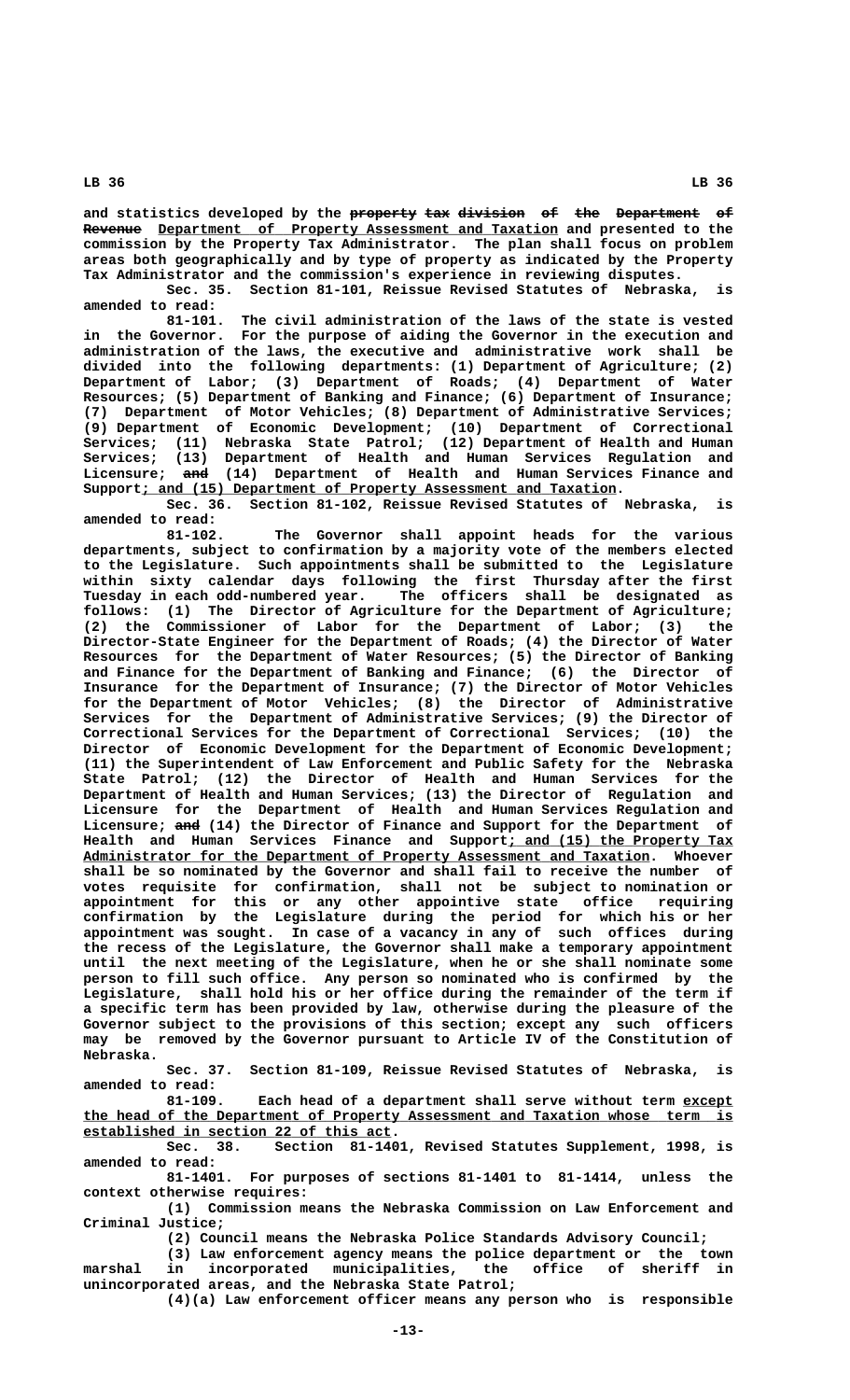and statistics developed by the ~~property tax division of the Department of Revenue~~ Department of Property Assessment and Taxation and presented to the commission by the Property Tax Administrator. The plan shall focus on problem areas both geographically and by type of property as indicated by the Property Tax Administrator and the commission's experience in reviewing disputes.

Sec. 35. Section 81-101, Reissue Revised Statutes of Nebraska, is amended to read:

81-101. The civil administration of the laws of the state is vested in the Governor. For the purpose of aiding the Governor in the execution and administration of the laws, the executive and administrative work shall be divided into the following departments: (1) Department of Agriculture; (2) Department of Labor; (3) Department of Roads; (4) Department of Water Resources; (5) Department of Banking and Finance; (6) Department of Insurance; (7) Department of Motor Vehicles; (8) Department of Administrative Services; (9) Department of Economic Development; (10) Department of Correctional Services; (11) Nebraska State Patrol; (12) Department of Health and Human Services; (13) Department of Health and Human Services Regulation and Licensure; ~~and~~ (14) Department of Health and Human Services Finance and Support; and (15) Department of Property Assessment and Taxation.

Sec. 36. Section 81-102, Reissue Revised Statutes of Nebraska, is amended to read:

81-102. The Governor shall appoint heads for the various departments, subject to confirmation by a majority vote of the members elected to the Legislature. Such appointments shall be submitted to the Legislature within sixty calendar days following the first Thursday after the first Tuesday in each odd-numbered year. The officers shall be designated as follows: (1) The Director of Agriculture for the Department of Agriculture; (2) the Commissioner of Labor for the Department of Labor; (3) the Director-State Engineer for the Department of Roads; (4) the Director of Water Resources for the Department of Water Resources; (5) the Director of Banking and Finance for the Department of Banking and Finance; (6) the Director of Insurance for the Department of Insurance; (7) the Director of Motor Vehicles for the Department of Motor Vehicles; (8) the Director of Administrative Services for the Department of Administrative Services; (9) the Director of Correctional Services for the Department of Correctional Services; (10) the Director of Economic Development for the Department of Economic Development; (11) the Superintendent of Law Enforcement and Public Safety for the Nebraska State Patrol; (12) the Director of Health and Human Services for the Department of Health and Human Services; (13) the Director of Regulation and Licensure for the Department of Health and Human Services Regulation and Licensure; ~~and~~ (14) the Director of Finance and Support for the Department of Health and Human Services Finance and Support; and (15) the Property Tax Administrator for the Department of Property Assessment and Taxation. Whoever shall be so nominated by the Governor and shall fail to receive the number of votes requisite for confirmation, shall not be subject to nomination or appointment for this or any other appointive state office requiring confirmation by the Legislature during the period for which his or her appointment was sought. In case of a vacancy in any of such offices during the recess of the Legislature, the Governor shall make a temporary appointment until the next meeting of the Legislature, when he or she shall nominate some person to fill such office. Any person so nominated who is confirmed by the Legislature, shall hold his or her office during the remainder of the term if a specific term has been provided by law, otherwise during the pleasure of the Governor subject to the provisions of this section; except any such officers may be removed by the Governor pursuant to Article IV of the Constitution of Nebraska.

Sec. 37. Section 81-109, Reissue Revised Statutes of Nebraska, is amended to read:

81-109. Each head of a department shall serve without term except the head of the Department of Property Assessment and Taxation whose term is established in section 22 of this act.

Sec. 38. Section 81-1401, Revised Statutes Supplement, 1998, is amended to read:

81-1401. For purposes of sections 81-1401 to 81-1414, unless the context otherwise requires:

(1) Commission means the Nebraska Commission on Law Enforcement and Criminal Justice;

(2) Council means the Nebraska Police Standards Advisory Council;

(3) Law enforcement agency means the police department or the town marshal in incorporated municipalities, the office of sheriff in unincorporated areas, and the Nebraska State Patrol;

(4)(a) Law enforcement officer means any person who is responsible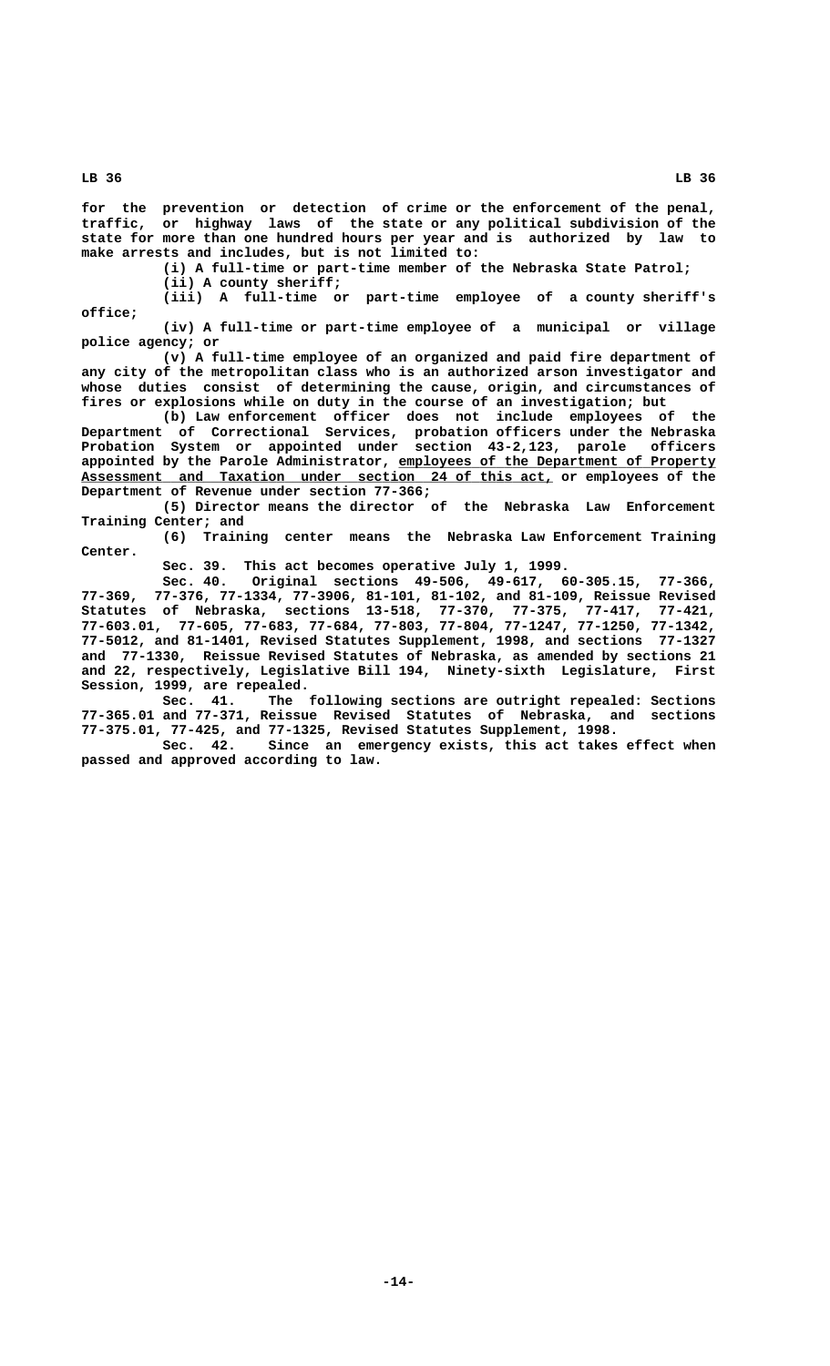for the prevention or detection of crime or the enforcement of the penal, traffic, or highway laws of the state or any political subdivision of the state for more than one hundred hours per year and is authorized by law to make arrests and includes, but is not limited to:

(i) A full-time or part-time member of the Nebraska State Patrol;

(ii) A county sheriff;

(iii) A full-time or part-time employee of a county sheriff's office;

(iv) A full-time or part-time employee of a municipal or village police agency; or

(v) A full-time employee of an organized and paid fire department of any city of the metropolitan class who is an authorized arson investigator and whose duties consist of determining the cause, origin, and circumstances of fires or explosions while on duty in the course of an investigation; but

(b) Law enforcement officer does not include employees of the Department of Correctional Services, probation officers under the Nebraska Probation System or appointed under section 43-2,123, parole officers appointed by the Parole Administrator, employees of the Department of Property Assessment and Taxation under section 24 of this act, or employees of the Department of Revenue under section 77-366;

(5) Director means the director of the Nebraska Law Enforcement Training Center; and

(6) Training center means the Nebraska Law Enforcement Training Center.

Sec. 39. This act becomes operative July 1, 1999.

Sec. 40. Original sections 49-506, 49-617, 60-305.15, 77-366, 77-369, 77-376, 77-1334, 77-3906, 81-101, 81-102, and 81-109, Reissue Revised Statutes of Nebraska, sections 13-518, 77-370, 77-375, 77-417, 77-421, 77-603.01, 77-605, 77-683, 77-684, 77-803, 77-804, 77-1247, 77-1250, 77-1342, 77-5012, and 81-1401, Revised Statutes Supplement, 1998, and sections 77-1327 and 77-1330, Reissue Revised Statutes of Nebraska, as amended by sections 21 and 22, respectively, Legislative Bill 194, Ninety-sixth Legislature, First Session, 1999, are repealed.

Sec. 41. The following sections are outright repealed: Sections 77-365.01 and 77-371, Reissue Revised Statutes of Nebraska, and sections 77-375.01, 77-425, and 77-1325, Revised Statutes Supplement, 1998.

Sec. 42. Since an emergency exists, this act takes effect when passed and approved according to law.